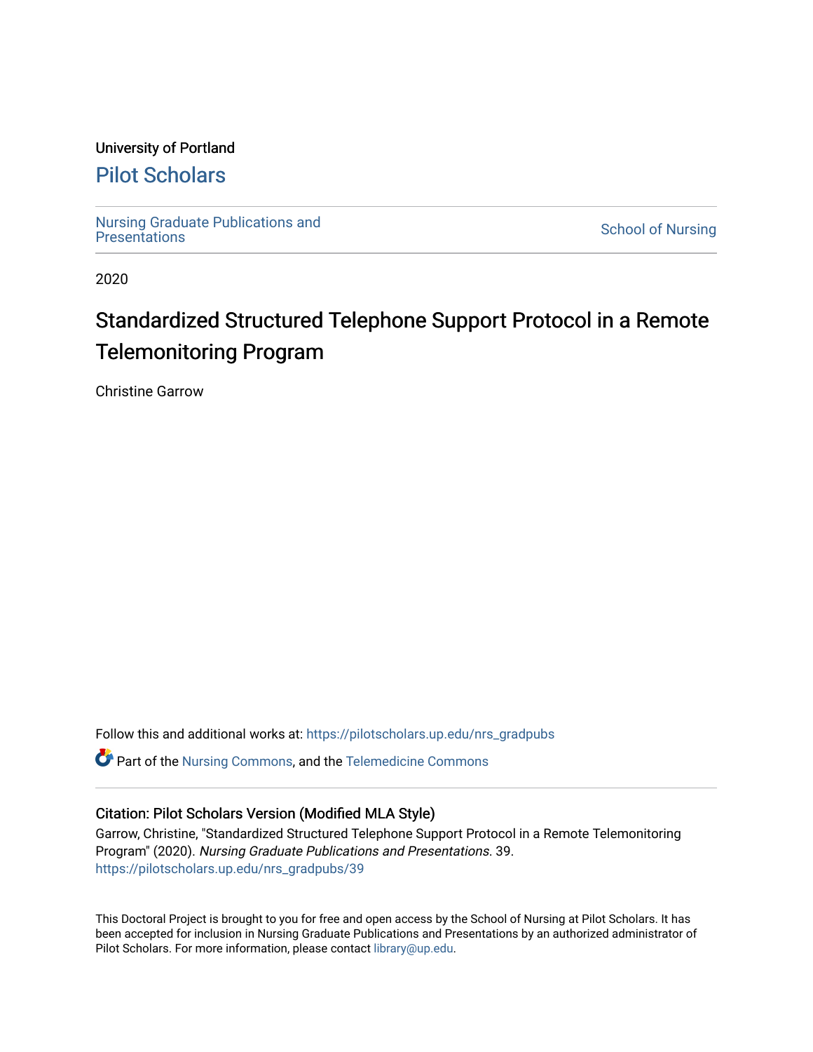University of Portland

# Pilot Scholars

Nursing Graduate Publications and Presentations

School of Nursing

2020

## Standardized Structured Telephone Support Protocol in a Remote Telemonitoring Program

Christine Garrow

Follow this and additional works at: https://pilotscholars.up.edu/nrs_gradpubs

Part of the Nursing Commons, and the Telemedicine Commons

### Citation: Pilot Scholars Version (Modified MLA Style)

Garrow, Christine, "Standardized Structured Telephone Support Protocol in a Remote Telemonitoring Program" (2020). *Nursing Graduate Publications and Presentations*. 39.
https://pilotscholars.up.edu/nrs_gradpubs/39

This Doctoral Project is brought to you for free and open access by the School of Nursing at Pilot Scholars. It has been accepted for inclusion in Nursing Graduate Publications and Presentations by an authorized administrator of Pilot Scholars. For more information, please contact library@up.edu.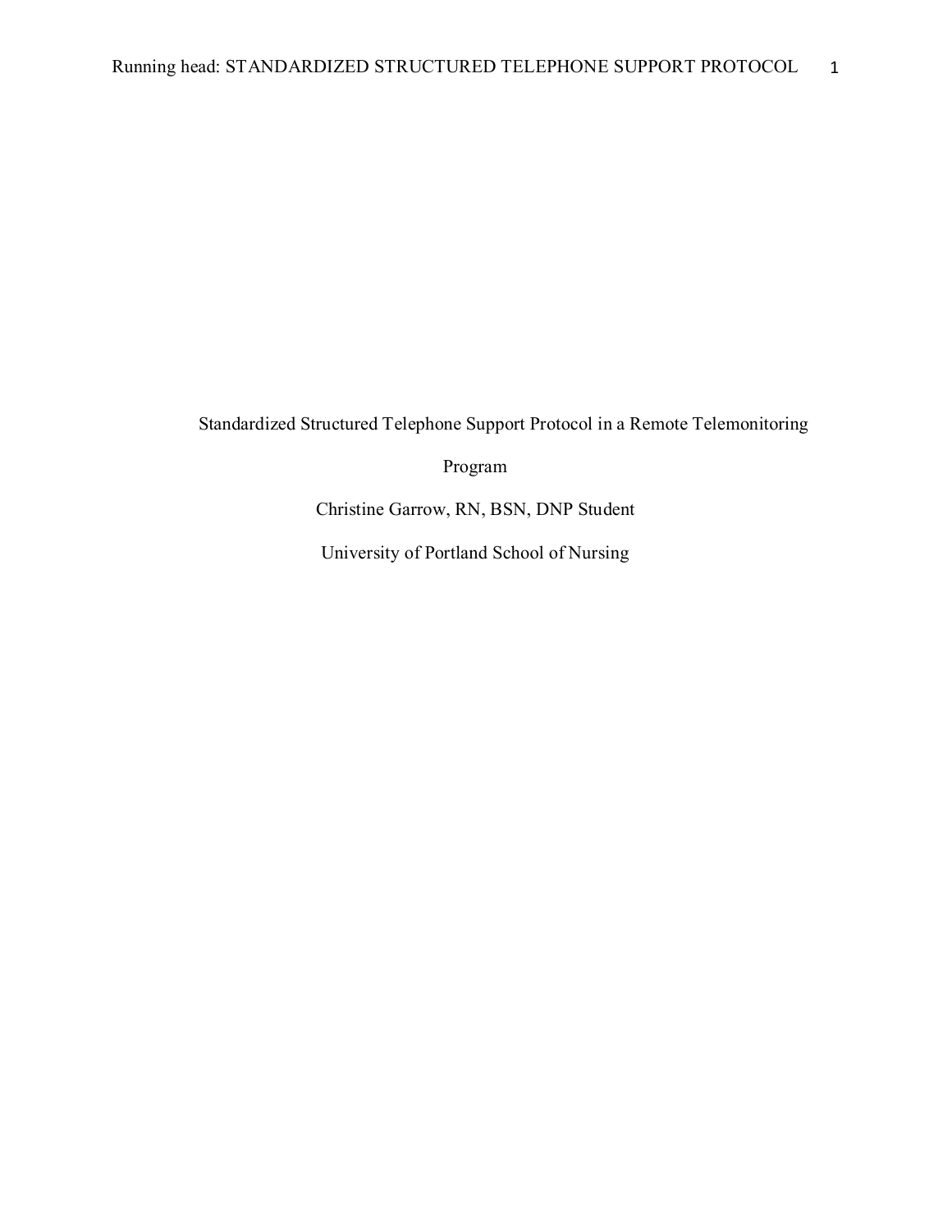Standardized Structured Telephone Support Protocol in a Remote Telemonitoring Program

Christine Garrow, RN, BSN, DNP Student

University of Portland School of Nursing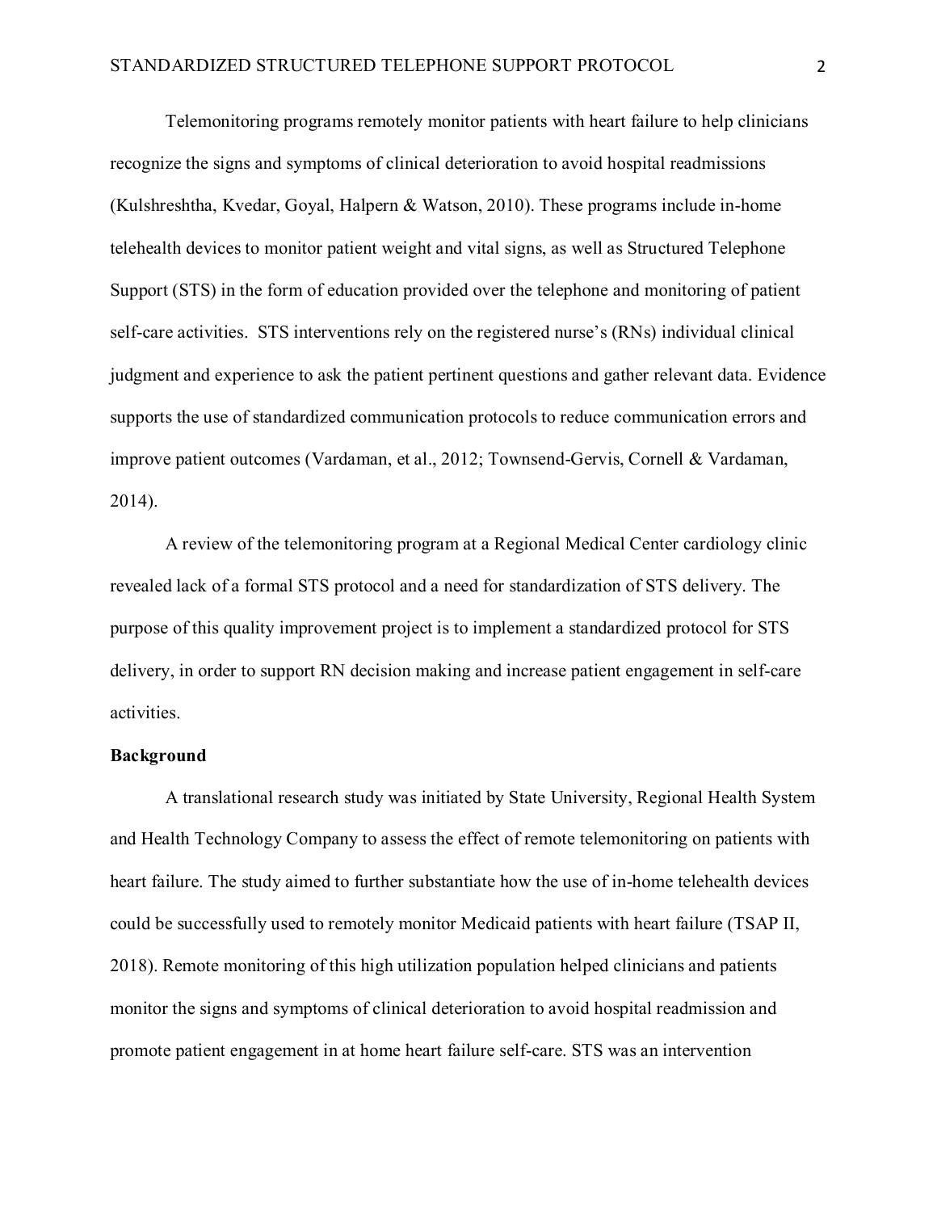Telemonitoring programs remotely monitor patients with heart failure to help clinicians recognize the signs and symptoms of clinical deterioration to avoid hospital readmissions (Kulshreshtha, Kvedar, Goyal, Halpern & Watson, 2010). These programs include in-home telehealth devices to monitor patient weight and vital signs, as well as Structured Telephone Support (STS) in the form of education provided over the telephone and monitoring of patient self-care activities. STS interventions rely on the registered nurse's (RNs) individual clinical judgment and experience to ask the patient pertinent questions and gather relevant data. Evidence supports the use of standardized communication protocols to reduce communication errors and improve patient outcomes (Vardaman, et al., 2012; Townsend-Gervis, Cornell & Vardaman, 2014).

A review of the telemonitoring program at a Regional Medical Center cardiology clinic revealed lack of a formal STS protocol and a need for standardization of STS delivery. The purpose of this quality improvement project is to implement a standardized protocol for STS delivery, in order to support RN decision making and increase patient engagement in self-care activities.

**Background**

A translational research study was initiated by State University, Regional Health System and Health Technology Company to assess the effect of remote telemonitoring on patients with heart failure. The study aimed to further substantiate how the use of in-home telehealth devices could be successfully used to remotely monitor Medicaid patients with heart failure (TSAP II, 2018). Remote monitoring of this high utilization population helped clinicians and patients monitor the signs and symptoms of clinical deterioration to avoid hospital readmission and promote patient engagement in at home heart failure self-care. STS was an intervention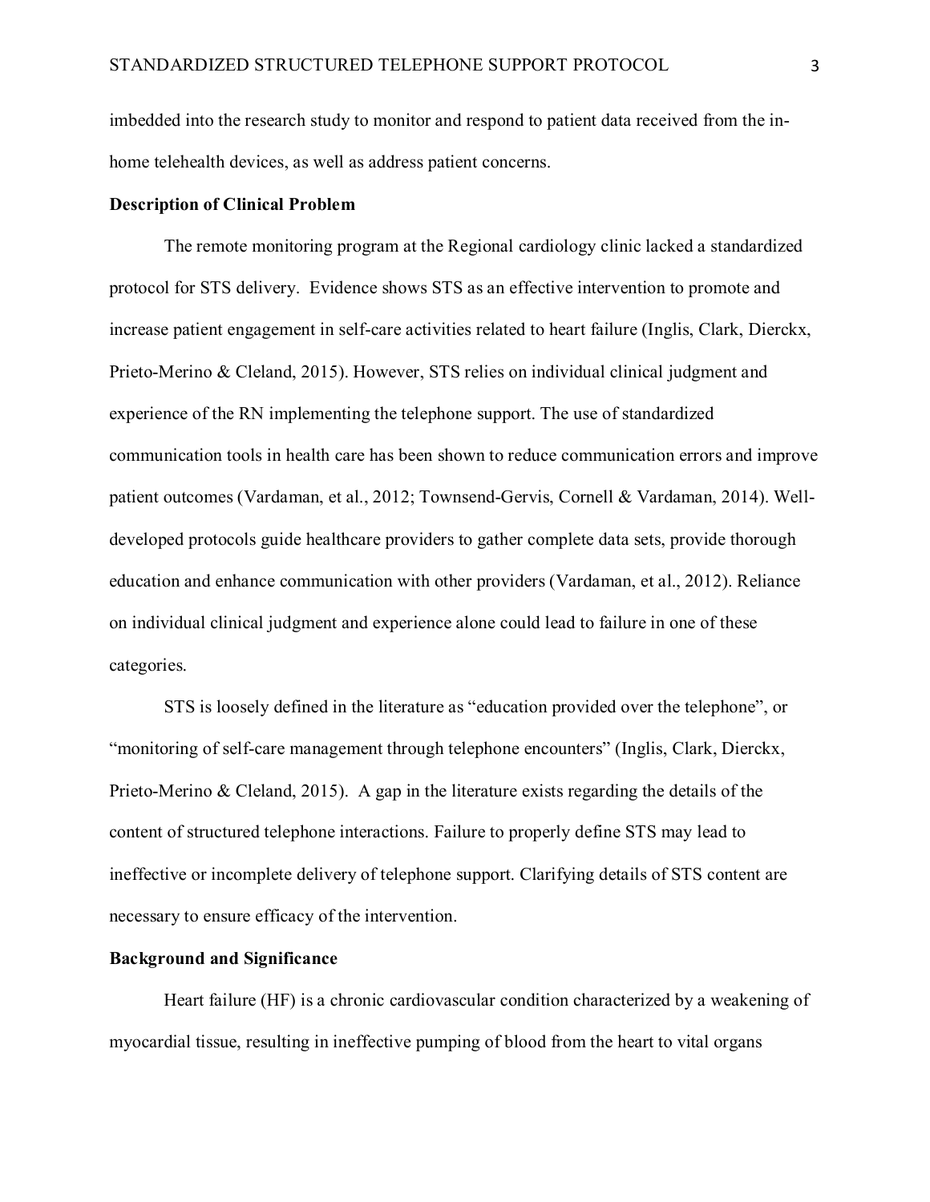imbedded into the research study to monitor and respond to patient data received from the in-home telehealth devices, as well as address patient concerns.

**Description of Clinical Problem**

The remote monitoring program at the Regional cardiology clinic lacked a standardized protocol for STS delivery. Evidence shows STS as an effective intervention to promote and increase patient engagement in self-care activities related to heart failure (Inglis, Clark, Dierckx, Prieto-Merino & Cleland, 2015). However, STS relies on individual clinical judgment and experience of the RN implementing the telephone support. The use of standardized communication tools in health care has been shown to reduce communication errors and improve patient outcomes (Vardaman, et al., 2012; Townsend-Gervis, Cornell & Vardaman, 2014). Well-developed protocols guide healthcare providers to gather complete data sets, provide thorough education and enhance communication with other providers (Vardaman, et al., 2012). Reliance on individual clinical judgment and experience alone could lead to failure in one of these categories.

STS is loosely defined in the literature as "education provided over the telephone", or "monitoring of self-care management through telephone encounters" (Inglis, Clark, Dierckx, Prieto-Merino & Cleland, 2015). A gap in the literature exists regarding the details of the content of structured telephone interactions. Failure to properly define STS may lead to ineffective or incomplete delivery of telephone support. Clarifying details of STS content are necessary to ensure efficacy of the intervention.

**Background and Significance**

Heart failure (HF) is a chronic cardiovascular condition characterized by a weakening of myocardial tissue, resulting in ineffective pumping of blood from the heart to vital organs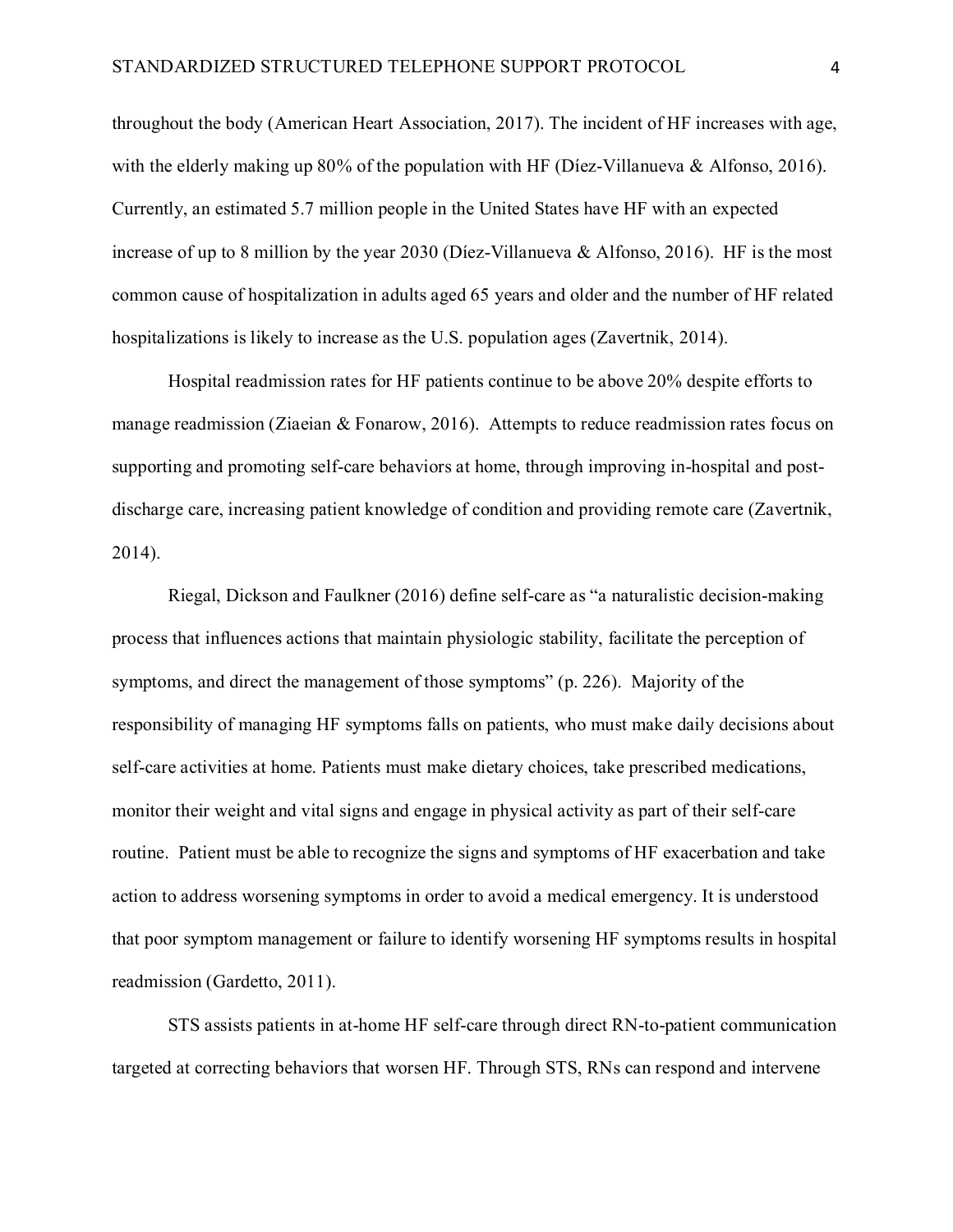throughout the body (American Heart Association, 2017). The incident of HF increases with age, with the elderly making up 80% of the population with HF (Díez-Villanueva & Alfonso, 2016). Currently, an estimated 5.7 million people in the United States have HF with an expected increase of up to 8 million by the year 2030 (Díez-Villanueva & Alfonso, 2016). HF is the most common cause of hospitalization in adults aged 65 years and older and the number of HF related hospitalizations is likely to increase as the U.S. population ages (Zavertnik, 2014).

Hospital readmission rates for HF patients continue to be above 20% despite efforts to manage readmission (Ziaeian & Fonarow, 2016). Attempts to reduce readmission rates focus on supporting and promoting self-care behaviors at home, through improving in-hospital and post-discharge care, increasing patient knowledge of condition and providing remote care (Zavertnik, 2014).

Riegal, Dickson and Faulkner (2016) define self-care as "a naturalistic decision-making process that influences actions that maintain physiologic stability, facilitate the perception of symptoms, and direct the management of those symptoms" (p. 226). Majority of the responsibility of managing HF symptoms falls on patients, who must make daily decisions about self-care activities at home. Patients must make dietary choices, take prescribed medications, monitor their weight and vital signs and engage in physical activity as part of their self-care routine. Patient must be able to recognize the signs and symptoms of HF exacerbation and take action to address worsening symptoms in order to avoid a medical emergency. It is understood that poor symptom management or failure to identify worsening HF symptoms results in hospital readmission (Gardetto, 2011).

STS assists patients in at-home HF self-care through direct RN-to-patient communication targeted at correcting behaviors that worsen HF. Through STS, RNs can respond and intervene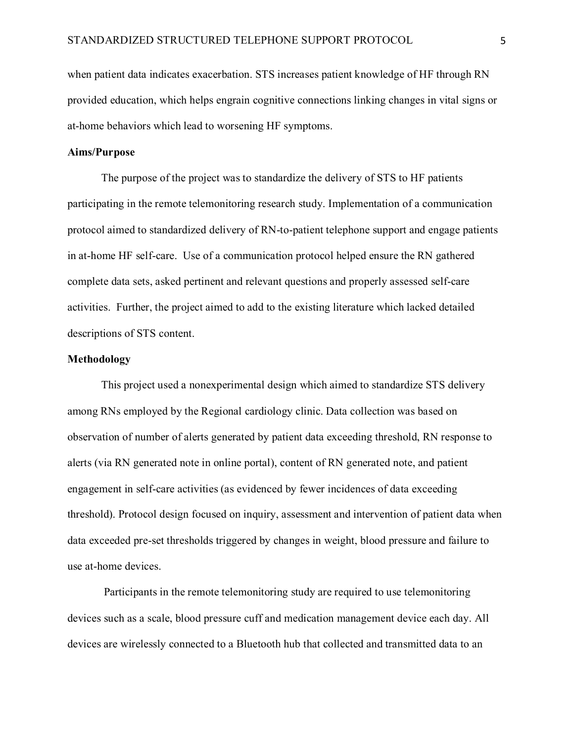when patient data indicates exacerbation. STS increases patient knowledge of HF through RN provided education, which helps engrain cognitive connections linking changes in vital signs or at-home behaviors which lead to worsening HF symptoms.

**Aims/Purpose**

The purpose of the project was to standardize the delivery of STS to HF patients participating in the remote telemonitoring research study. Implementation of a communication protocol aimed to standardized delivery of RN-to-patient telephone support and engage patients in at-home HF self-care. Use of a communication protocol helped ensure the RN gathered complete data sets, asked pertinent and relevant questions and properly assessed self-care activities. Further, the project aimed to add to the existing literature which lacked detailed descriptions of STS content.

**Methodology**

This project used a nonexperimental design which aimed to standardize STS delivery among RNs employed by the Regional cardiology clinic. Data collection was based on observation of number of alerts generated by patient data exceeding threshold, RN response to alerts (via RN generated note in online portal), content of RN generated note, and patient engagement in self-care activities (as evidenced by fewer incidences of data exceeding threshold). Protocol design focused on inquiry, assessment and intervention of patient data when data exceeded pre-set thresholds triggered by changes in weight, blood pressure and failure to use at-home devices.

Participants in the remote telemonitoring study are required to use telemonitoring devices such as a scale, blood pressure cuff and medication management device each day. All devices are wirelessly connected to a Bluetooth hub that collected and transmitted data to an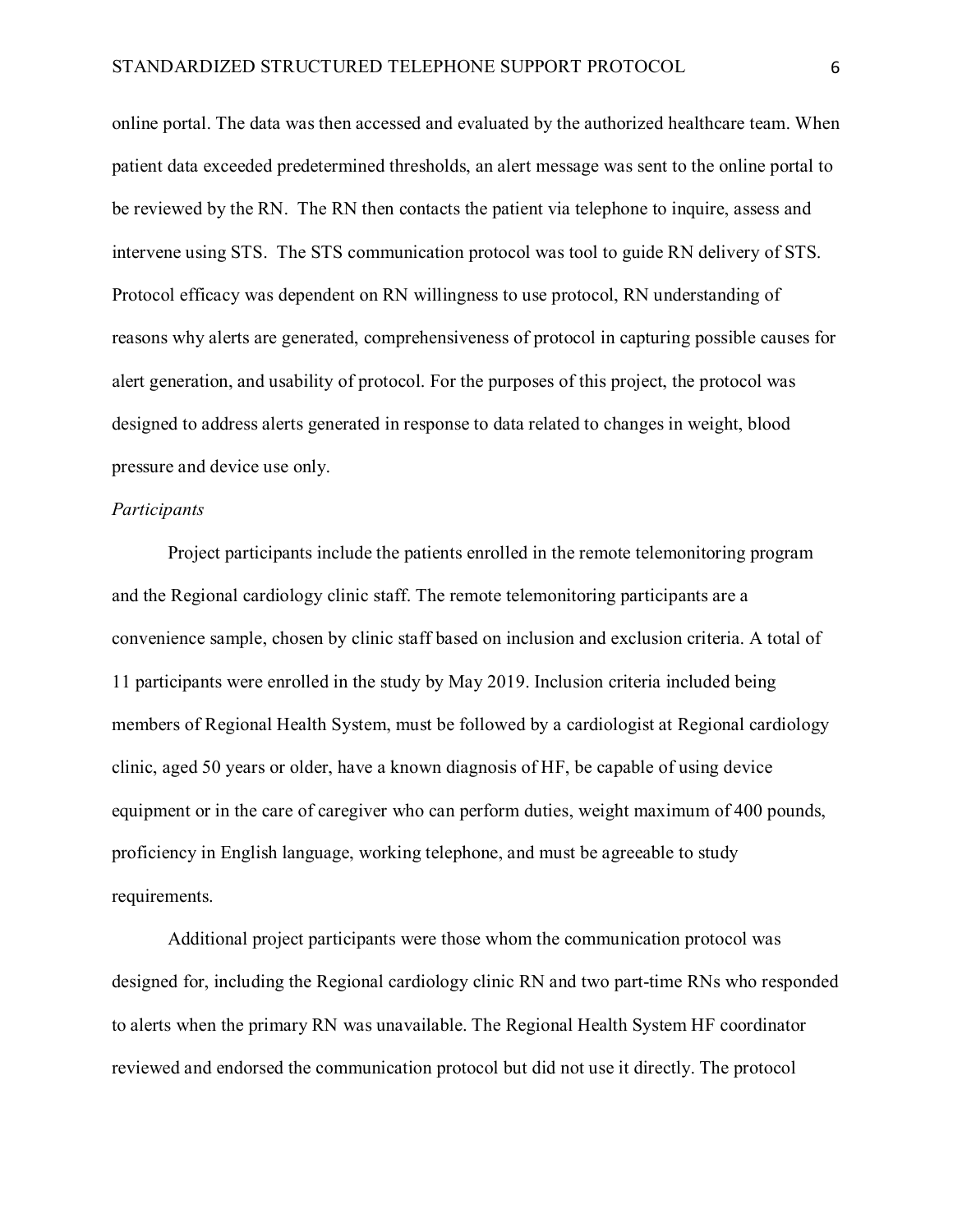online portal. The data was then accessed and evaluated by the authorized healthcare team. When patient data exceeded predetermined thresholds, an alert message was sent to the online portal to be reviewed by the RN. The RN then contacts the patient via telephone to inquire, assess and intervene using STS. The STS communication protocol was tool to guide RN delivery of STS. Protocol efficacy was dependent on RN willingness to use protocol, RN understanding of reasons why alerts are generated, comprehensiveness of protocol in capturing possible causes for alert generation, and usability of protocol. For the purposes of this project, the protocol was designed to address alerts generated in response to data related to changes in weight, blood pressure and device use only.

*Participants*

Project participants include the patients enrolled in the remote telemonitoring program and the Regional cardiology clinic staff. The remote telemonitoring participants are a convenience sample, chosen by clinic staff based on inclusion and exclusion criteria. A total of 11 participants were enrolled in the study by May 2019. Inclusion criteria included being members of Regional Health System, must be followed by a cardiologist at Regional cardiology clinic, aged 50 years or older, have a known diagnosis of HF, be capable of using device equipment or in the care of caregiver who can perform duties, weight maximum of 400 pounds, proficiency in English language, working telephone, and must be agreeable to study requirements.

Additional project participants were those whom the communication protocol was designed for, including the Regional cardiology clinic RN and two part-time RNs who responded to alerts when the primary RN was unavailable. The Regional Health System HF coordinator reviewed and endorsed the communication protocol but did not use it directly. The protocol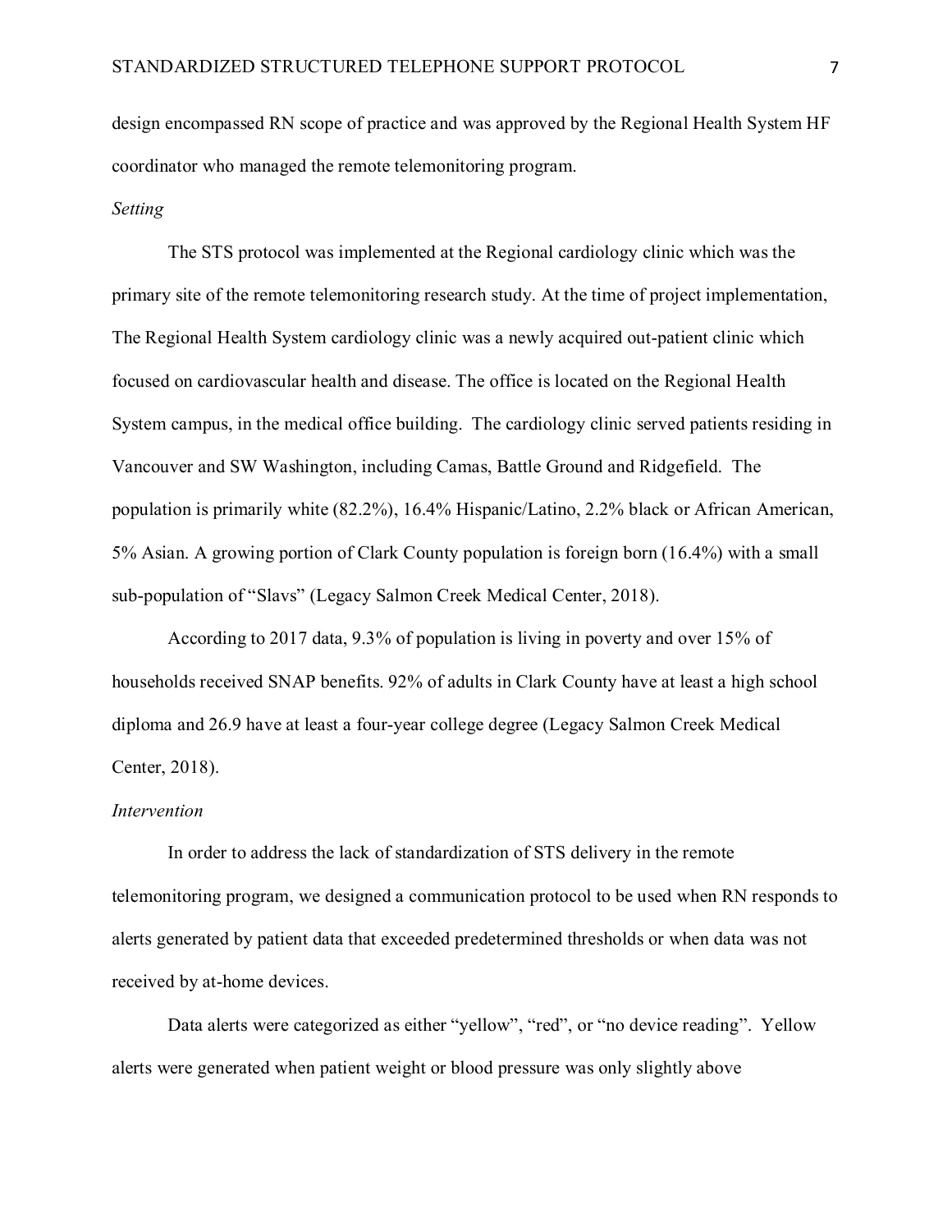design encompassed RN scope of practice and was approved by the Regional Health System HF coordinator who managed the remote telemonitoring program.

*Setting*

The STS protocol was implemented at the Regional cardiology clinic which was the primary site of the remote telemonitoring research study. At the time of project implementation, The Regional Health System cardiology clinic was a newly acquired out-patient clinic which focused on cardiovascular health and disease. The office is located on the Regional Health System campus, in the medical office building. The cardiology clinic served patients residing in Vancouver and SW Washington, including Camas, Battle Ground and Ridgefield. The population is primarily white (82.2%), 16.4% Hispanic/Latino, 2.2% black or African American, 5% Asian. A growing portion of Clark County population is foreign born (16.4%) with a small sub-population of "Slavs" (Legacy Salmon Creek Medical Center, 2018).

According to 2017 data, 9.3% of population is living in poverty and over 15% of households received SNAP benefits. 92% of adults in Clark County have at least a high school diploma and 26.9 have at least a four-year college degree (Legacy Salmon Creek Medical Center, 2018).

*Intervention*

In order to address the lack of standardization of STS delivery in the remote telemonitoring program, we designed a communication protocol to be used when RN responds to alerts generated by patient data that exceeded predetermined thresholds or when data was not received by at-home devices.

Data alerts were categorized as either "yellow", "red", or "no device reading". Yellow alerts were generated when patient weight or blood pressure was only slightly above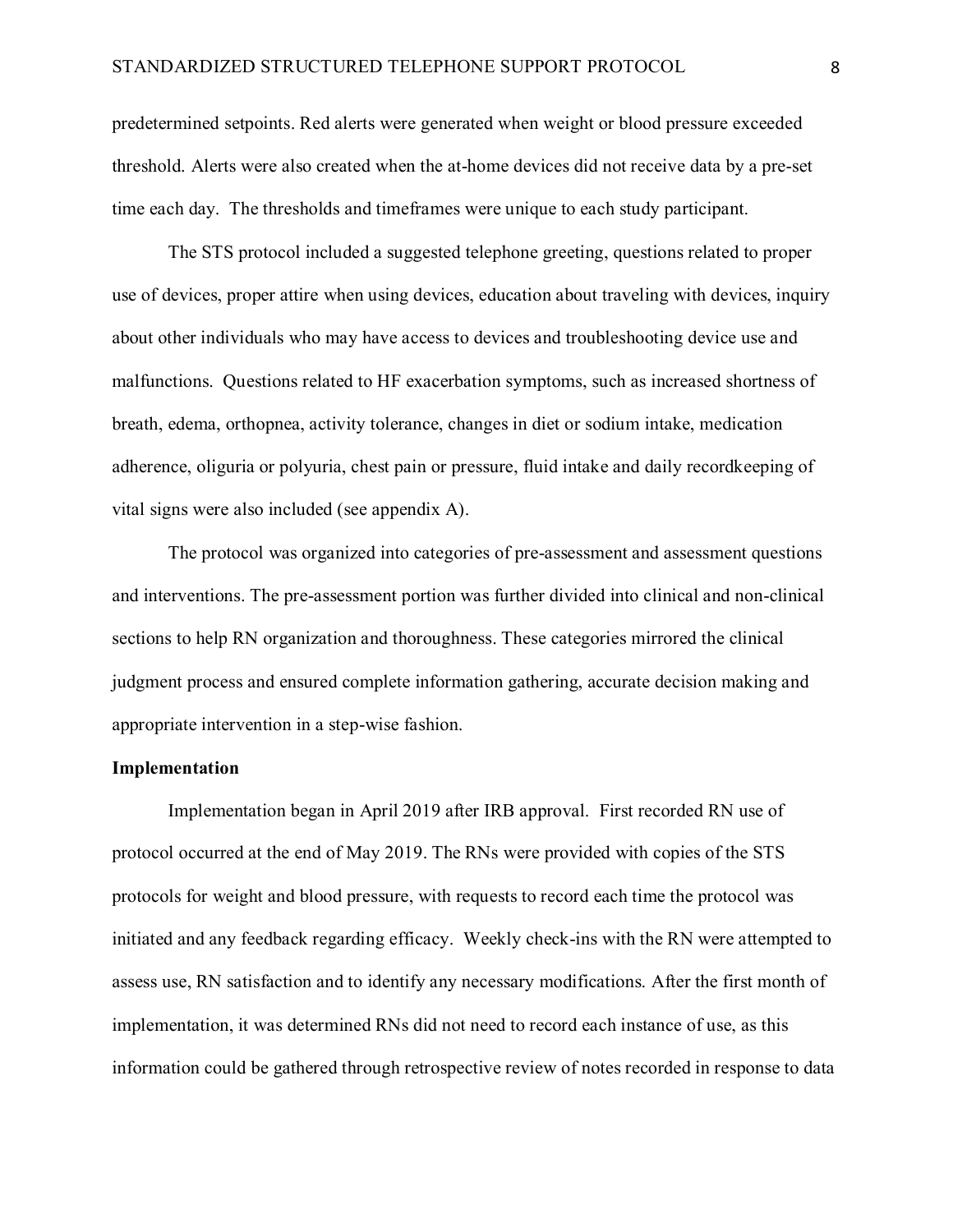predetermined setpoints. Red alerts were generated when weight or blood pressure exceeded threshold. Alerts were also created when the at-home devices did not receive data by a pre-set time each day. The thresholds and timeframes were unique to each study participant.

The STS protocol included a suggested telephone greeting, questions related to proper use of devices, proper attire when using devices, education about traveling with devices, inquiry about other individuals who may have access to devices and troubleshooting device use and malfunctions. Questions related to HF exacerbation symptoms, such as increased shortness of breath, edema, orthopnea, activity tolerance, changes in diet or sodium intake, medication adherence, oliguria or polyuria, chest pain or pressure, fluid intake and daily recordkeeping of vital signs were also included (see appendix A).

The protocol was organized into categories of pre-assessment and assessment questions and interventions. The pre-assessment portion was further divided into clinical and non-clinical sections to help RN organization and thoroughness. These categories mirrored the clinical judgment process and ensured complete information gathering, accurate decision making and appropriate intervention in a step-wise fashion.

**Implementation**

Implementation began in April 2019 after IRB approval. First recorded RN use of protocol occurred at the end of May 2019. The RNs were provided with copies of the STS protocols for weight and blood pressure, with requests to record each time the protocol was initiated and any feedback regarding efficacy. Weekly check-ins with the RN were attempted to assess use, RN satisfaction and to identify any necessary modifications. After the first month of implementation, it was determined RNs did not need to record each instance of use, as this information could be gathered through retrospective review of notes recorded in response to data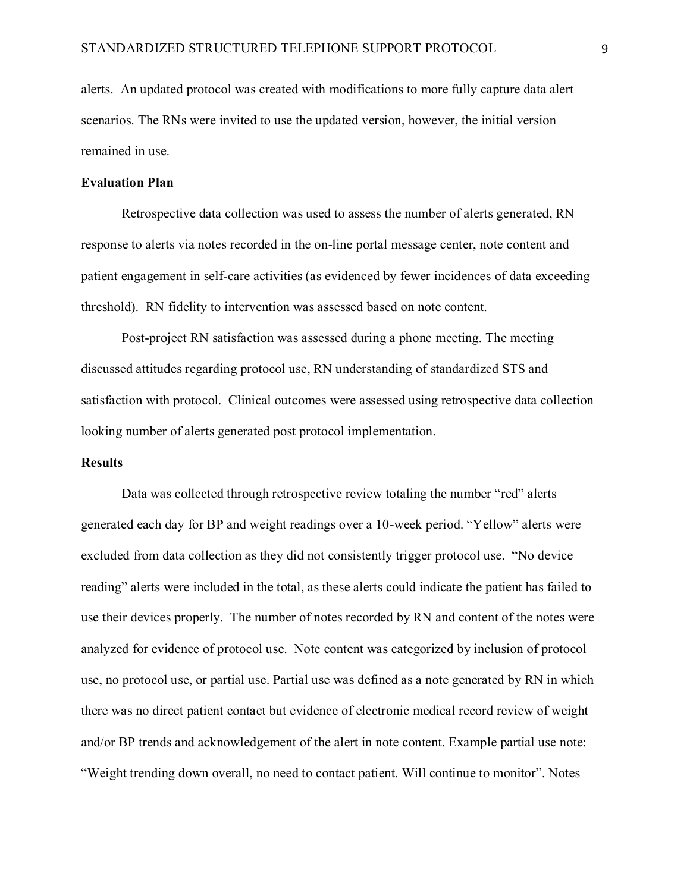alerts. An updated protocol was created with modifications to more fully capture data alert scenarios. The RNs were invited to use the updated version, however, the initial version remained in use.

**Evaluation Plan**

Retrospective data collection was used to assess the number of alerts generated, RN response to alerts via notes recorded in the on-line portal message center, note content and patient engagement in self-care activities (as evidenced by fewer incidences of data exceeding threshold). RN fidelity to intervention was assessed based on note content.

Post-project RN satisfaction was assessed during a phone meeting. The meeting discussed attitudes regarding protocol use, RN understanding of standardized STS and satisfaction with protocol. Clinical outcomes were assessed using retrospective data collection looking number of alerts generated post protocol implementation.

**Results**

Data was collected through retrospective review totaling the number "red" alerts generated each day for BP and weight readings over a 10-week period. "Yellow" alerts were excluded from data collection as they did not consistently trigger protocol use. "No device reading" alerts were included in the total, as these alerts could indicate the patient has failed to use their devices properly. The number of notes recorded by RN and content of the notes were analyzed for evidence of protocol use. Note content was categorized by inclusion of protocol use, no protocol use, or partial use. Partial use was defined as a note generated by RN in which there was no direct patient contact but evidence of electronic medical record review of weight and/or BP trends and acknowledgement of the alert in note content. Example partial use note: "Weight trending down overall, no need to contact patient. Will continue to monitor". Notes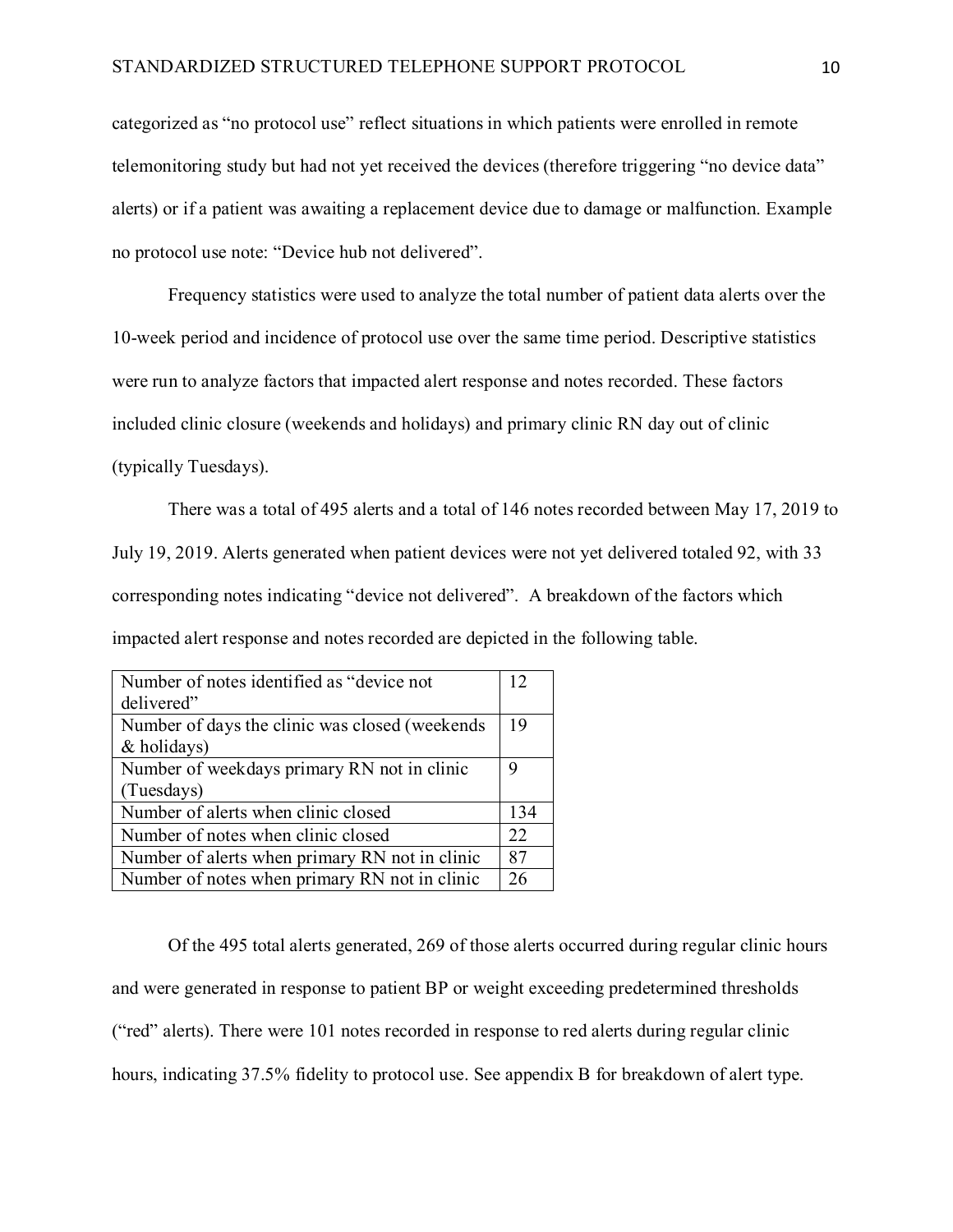categorized as "no protocol use" reflect situations in which patients were enrolled in remote telemonitoring study but had not yet received the devices (therefore triggering "no device data" alerts) or if a patient was awaiting a replacement device due to damage or malfunction. Example no protocol use note: "Device hub not delivered".

Frequency statistics were used to analyze the total number of patient data alerts over the 10-week period and incidence of protocol use over the same time period. Descriptive statistics were run to analyze factors that impacted alert response and notes recorded. These factors included clinic closure (weekends and holidays) and primary clinic RN day out of clinic (typically Tuesdays).

There was a total of 495 alerts and a total of 146 notes recorded between May 17, 2019 to July 19, 2019. Alerts generated when patient devices were not yet delivered totaled 92, with 33 corresponding notes indicating "device not delivered". A breakdown of the factors which impacted alert response and notes recorded are depicted in the following table.

| | |
|---|---|
| Number of notes identified as "device not delivered" | 12 |
| Number of days the clinic was closed (weekends & holidays) | 19 |
| Number of weekdays primary RN not in clinic (Tuesdays) | 9 |
| Number of alerts when clinic closed | 134 |
| Number of notes when clinic closed | 22 |
| Number of alerts when primary RN not in clinic | 87 |
| Number of notes when primary RN not in clinic | 26 |

Of the 495 total alerts generated, 269 of those alerts occurred during regular clinic hours and were generated in response to patient BP or weight exceeding predetermined thresholds ("red" alerts). There were 101 notes recorded in response to red alerts during regular clinic hours, indicating 37.5% fidelity to protocol use. See appendix B for breakdown of alert type.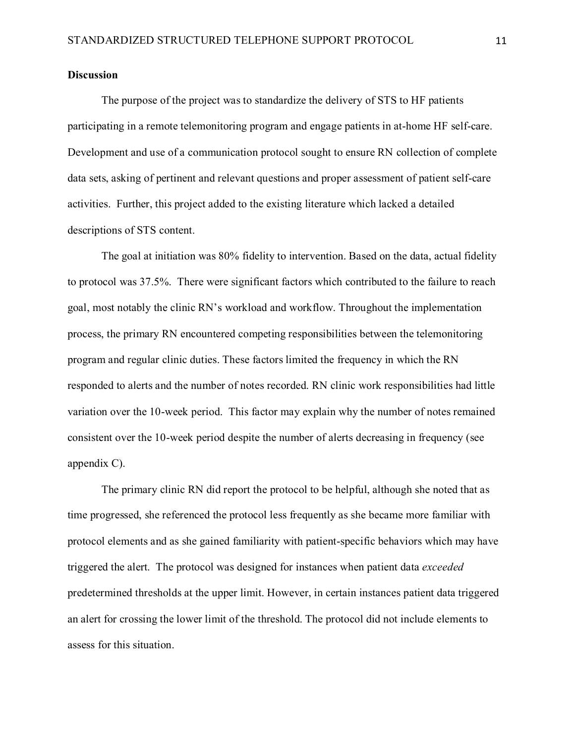## Discussion

The purpose of the project was to standardize the delivery of STS to HF patients participating in a remote telemonitoring program and engage patients in at-home HF self-care. Development and use of a communication protocol sought to ensure RN collection of complete data sets, asking of pertinent and relevant questions and proper assessment of patient self-care activities. Further, this project added to the existing literature which lacked a detailed descriptions of STS content.

The goal at initiation was 80% fidelity to intervention. Based on the data, actual fidelity to protocol was 37.5%. There were significant factors which contributed to the failure to reach goal, most notably the clinic RN's workload and workflow. Throughout the implementation process, the primary RN encountered competing responsibilities between the telemonitoring program and regular clinic duties. These factors limited the frequency in which the RN responded to alerts and the number of notes recorded. RN clinic work responsibilities had little variation over the 10-week period. This factor may explain why the number of notes remained consistent over the 10-week period despite the number of alerts decreasing in frequency (see appendix C).

The primary clinic RN did report the protocol to be helpful, although she noted that as time progressed, she referenced the protocol less frequently as she became more familiar with protocol elements and as she gained familiarity with patient-specific behaviors which may have triggered the alert. The protocol was designed for instances when patient data *exceeded* predetermined thresholds at the upper limit. However, in certain instances patient data triggered an alert for crossing the lower limit of the threshold. The protocol did not include elements to assess for this situation.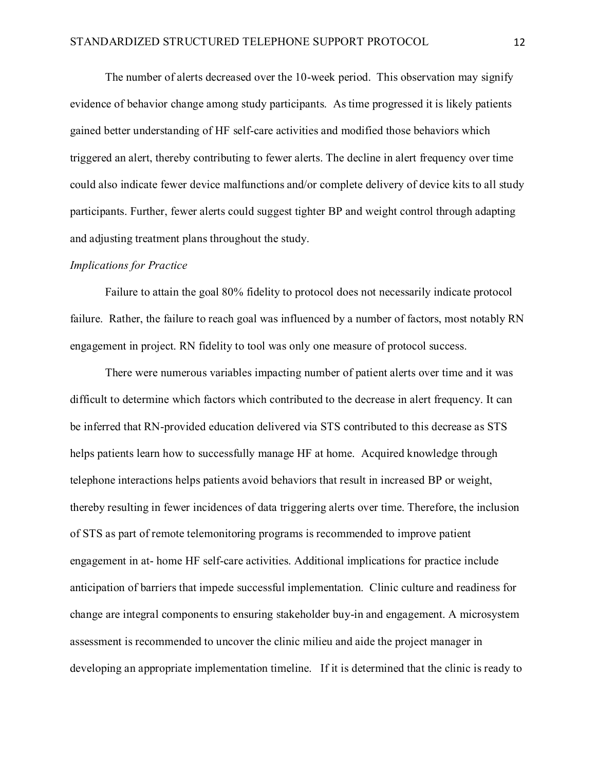The number of alerts decreased over the 10-week period. This observation may signify evidence of behavior change among study participants. As time progressed it is likely patients gained better understanding of HF self-care activities and modified those behaviors which triggered an alert, thereby contributing to fewer alerts. The decline in alert frequency over time could also indicate fewer device malfunctions and/or complete delivery of device kits to all study participants. Further, fewer alerts could suggest tighter BP and weight control through adapting and adjusting treatment plans throughout the study.

*Implications for Practice*

Failure to attain the goal 80% fidelity to protocol does not necessarily indicate protocol failure. Rather, the failure to reach goal was influenced by a number of factors, most notably RN engagement in project. RN fidelity to tool was only one measure of protocol success.

There were numerous variables impacting number of patient alerts over time and it was difficult to determine which factors which contributed to the decrease in alert frequency. It can be inferred that RN-provided education delivered via STS contributed to this decrease as STS helps patients learn how to successfully manage HF at home. Acquired knowledge through telephone interactions helps patients avoid behaviors that result in increased BP or weight, thereby resulting in fewer incidences of data triggering alerts over time. Therefore, the inclusion of STS as part of remote telemonitoring programs is recommended to improve patient engagement in at- home HF self-care activities. Additional implications for practice include anticipation of barriers that impede successful implementation. Clinic culture and readiness for change are integral components to ensuring stakeholder buy-in and engagement. A microsystem assessment is recommended to uncover the clinic milieu and aide the project manager in developing an appropriate implementation timeline. If it is determined that the clinic is ready to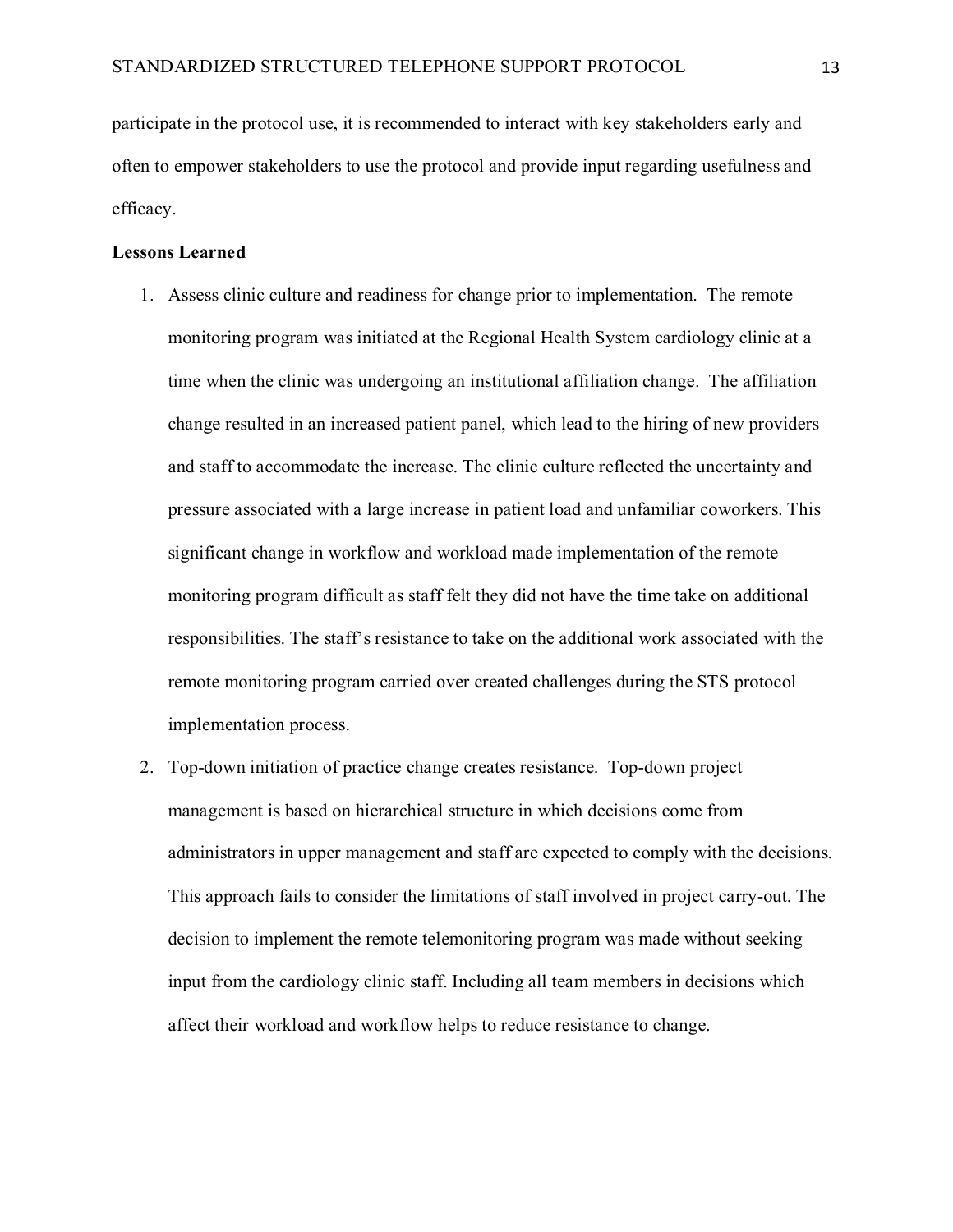participate in the protocol use, it is recommended to interact with key stakeholders early and often to empower stakeholders to use the protocol and provide input regarding usefulness and efficacy.

**Lessons Learned**

1. Assess clinic culture and readiness for change prior to implementation. The remote monitoring program was initiated at the Regional Health System cardiology clinic at a time when the clinic was undergoing an institutional affiliation change. The affiliation change resulted in an increased patient panel, which lead to the hiring of new providers and staff to accommodate the increase. The clinic culture reflected the uncertainty and pressure associated with a large increase in patient load and unfamiliar coworkers. This significant change in workflow and workload made implementation of the remote monitoring program difficult as staff felt they did not have the time take on additional responsibilities. The staff's resistance to take on the additional work associated with the remote monitoring program carried over created challenges during the STS protocol implementation process.
2. Top-down initiation of practice change creates resistance. Top-down project management is based on hierarchical structure in which decisions come from administrators in upper management and staff are expected to comply with the decisions. This approach fails to consider the limitations of staff involved in project carry-out. The decision to implement the remote telemonitoring program was made without seeking input from the cardiology clinic staff. Including all team members in decisions which affect their workload and workflow helps to reduce resistance to change.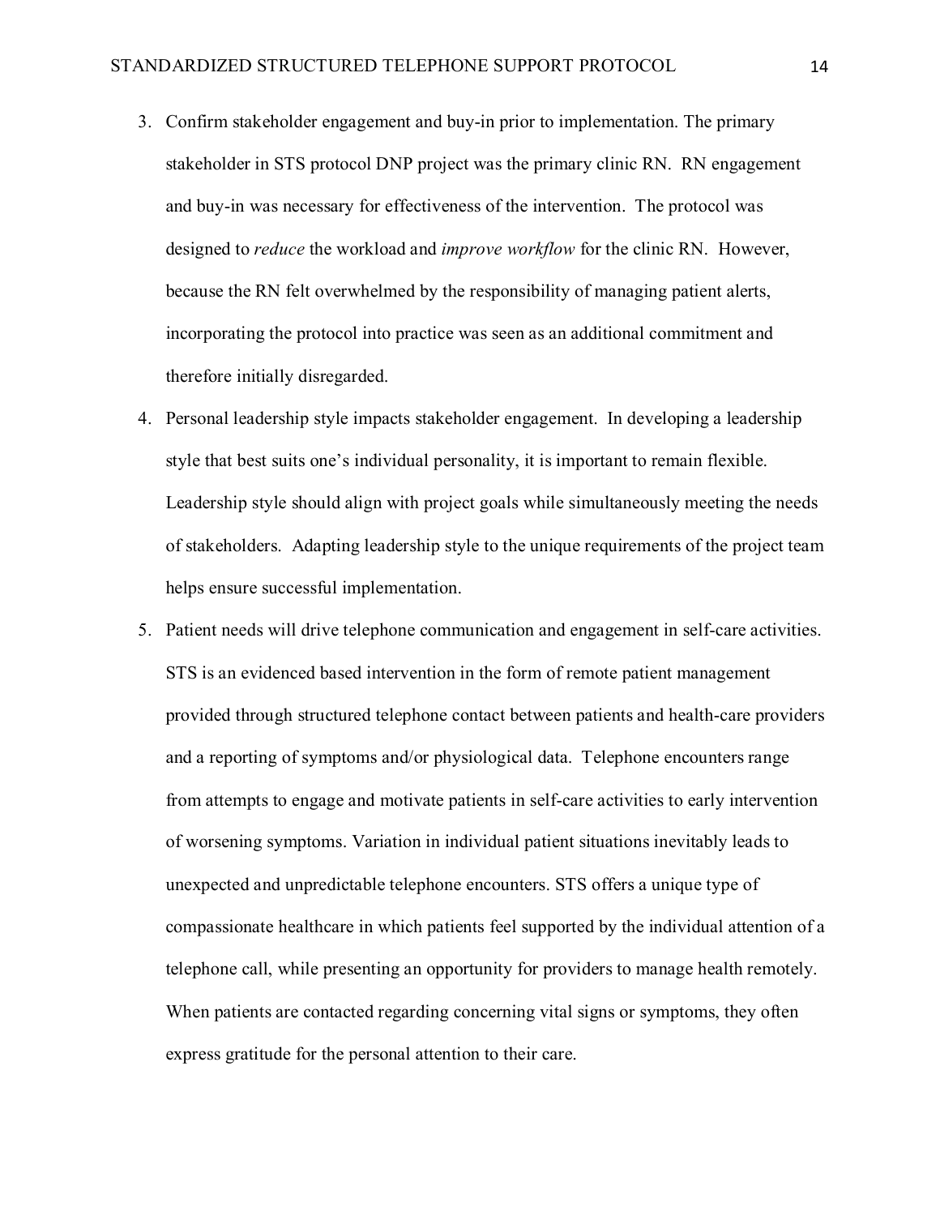3. Confirm stakeholder engagement and buy-in prior to implementation. The primary stakeholder in STS protocol DNP project was the primary clinic RN. RN engagement and buy-in was necessary for effectiveness of the intervention. The protocol was designed to *reduce* the workload and *improve workflow* for the clinic RN. However, because the RN felt overwhelmed by the responsibility of managing patient alerts, incorporating the protocol into practice was seen as an additional commitment and therefore initially disregarded.
4. Personal leadership style impacts stakeholder engagement. In developing a leadership style that best suits one's individual personality, it is important to remain flexible. Leadership style should align with project goals while simultaneously meeting the needs of stakeholders. Adapting leadership style to the unique requirements of the project team helps ensure successful implementation.
5. Patient needs will drive telephone communication and engagement in self-care activities. STS is an evidenced based intervention in the form of remote patient management provided through structured telephone contact between patients and health-care providers and a reporting of symptoms and/or physiological data. Telephone encounters range from attempts to engage and motivate patients in self-care activities to early intervention of worsening symptoms. Variation in individual patient situations inevitably leads to unexpected and unpredictable telephone encounters. STS offers a unique type of compassionate healthcare in which patients feel supported by the individual attention of a telephone call, while presenting an opportunity for providers to manage health remotely. When patients are contacted regarding concerning vital signs or symptoms, they often express gratitude for the personal attention to their care.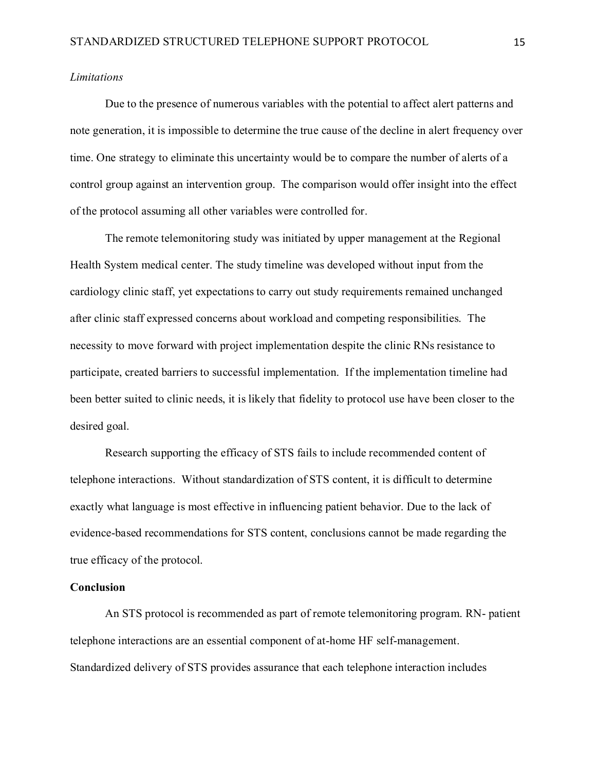*Limitations*

Due to the presence of numerous variables with the potential to affect alert patterns and note generation, it is impossible to determine the true cause of the decline in alert frequency over time. One strategy to eliminate this uncertainty would be to compare the number of alerts of a control group against an intervention group. The comparison would offer insight into the effect of the protocol assuming all other variables were controlled for.

The remote telemonitoring study was initiated by upper management at the Regional Health System medical center. The study timeline was developed without input from the cardiology clinic staff, yet expectations to carry out study requirements remained unchanged after clinic staff expressed concerns about workload and competing responsibilities. The necessity to move forward with project implementation despite the clinic RNs resistance to participate, created barriers to successful implementation. If the implementation timeline had been better suited to clinic needs, it is likely that fidelity to protocol use have been closer to the desired goal.

Research supporting the efficacy of STS fails to include recommended content of telephone interactions. Without standardization of STS content, it is difficult to determine exactly what language is most effective in influencing patient behavior. Due to the lack of evidence-based recommendations for STS content, conclusions cannot be made regarding the true efficacy of the protocol.

## Conclusion

An STS protocol is recommended as part of remote telemonitoring program. RN- patient telephone interactions are an essential component of at-home HF self-management. Standardized delivery of STS provides assurance that each telephone interaction includes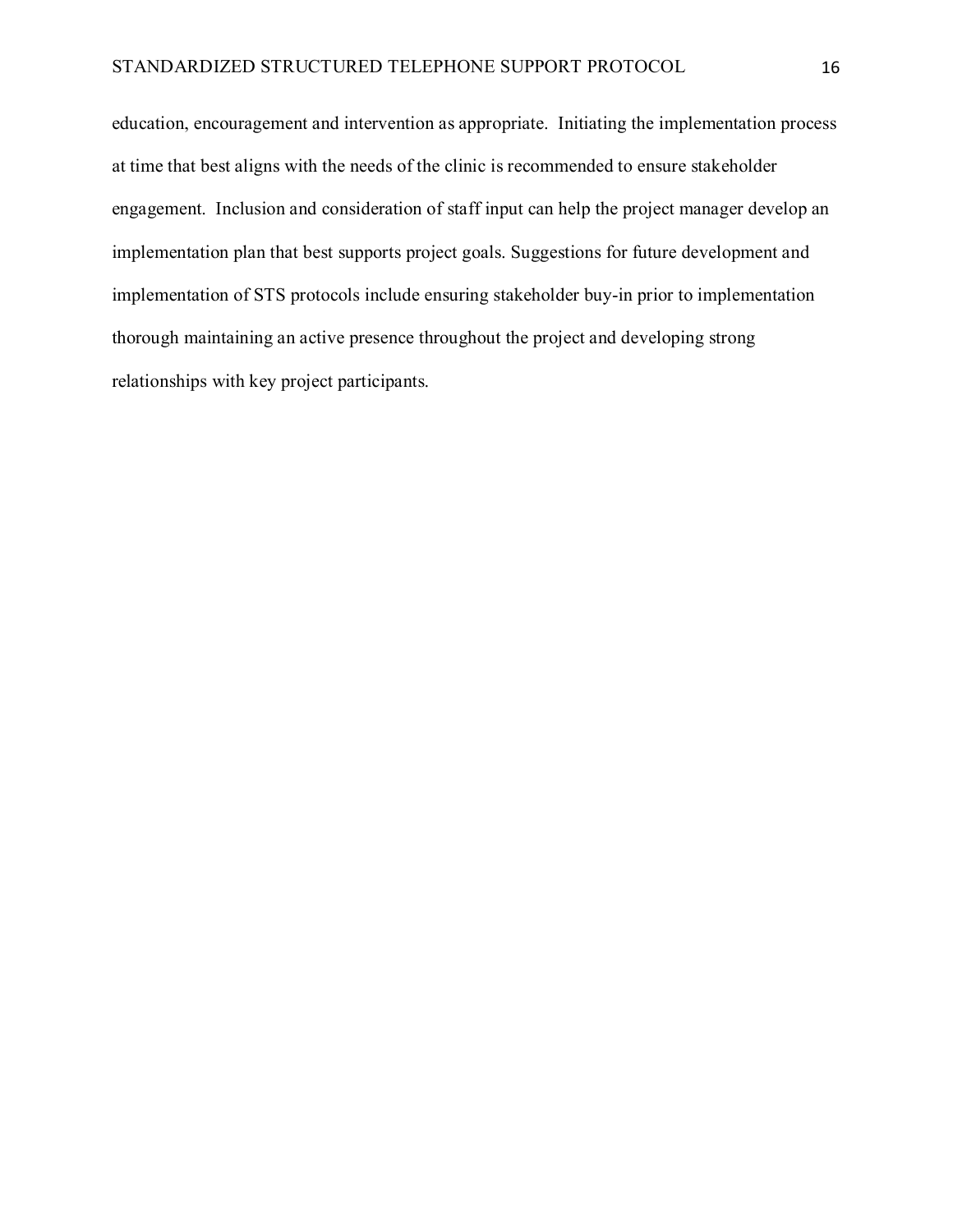education, encouragement and intervention as appropriate. Initiating the implementation process at time that best aligns with the needs of the clinic is recommended to ensure stakeholder engagement. Inclusion and consideration of staff input can help the project manager develop an implementation plan that best supports project goals. Suggestions for future development and implementation of STS protocols include ensuring stakeholder buy-in prior to implementation thorough maintaining an active presence throughout the project and developing strong relationships with key project participants.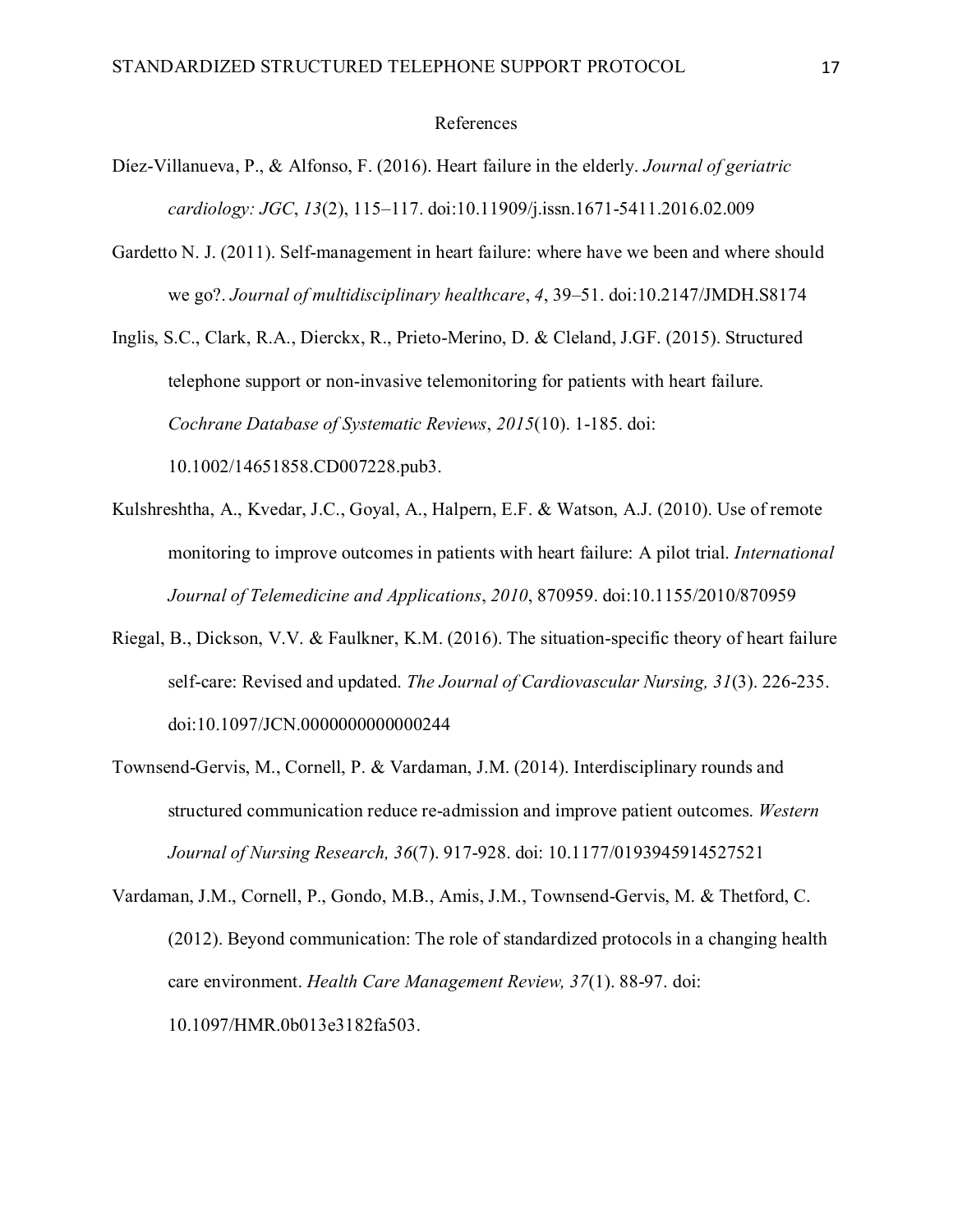# References

Díez-Villanueva, P., & Alfonso, F. (2016). Heart failure in the elderly. *Journal of geriatric cardiology: JGC*, *13*(2), 115–117. doi:10.11909/j.issn.1671-5411.2016.02.009

Gardetto N. J. (2011). Self-management in heart failure: where have we been and where should we go?. *Journal of multidisciplinary healthcare*, *4*, 39–51. doi:10.2147/JMDH.S8174

Inglis, S.C., Clark, R.A., Dierckx, R., Prieto-Merino, D. & Cleland, J.GF. (2015). Structured telephone support or non-invasive telemonitoring for patients with heart failure. *Cochrane Database of Systematic Reviews*, *2015*(10). 1-185. doi: 10.1002/14651858.CD007228.pub3.

Kulshreshtha, A., Kvedar, J.C., Goyal, A., Halpern, E.F. & Watson, A.J. (2010). Use of remote monitoring to improve outcomes in patients with heart failure: A pilot trial. *International Journal of Telemedicine and Applications*, *2010*, 870959. doi:10.1155/2010/870959

Riegal, B., Dickson, V.V. & Faulkner, K.M. (2016). The situation-specific theory of heart failure self-care: Revised and updated. *The Journal of Cardiovascular Nursing, 31*(3). 226-235. doi:10.1097/JCN.0000000000000244

Townsend-Gervis, M., Cornell, P. & Vardaman, J.M. (2014). Interdisciplinary rounds and structured communication reduce re-admission and improve patient outcomes. *Western Journal of Nursing Research, 36*(7). 917-928. doi: 10.1177/0193945914527521

Vardaman, J.M., Cornell, P., Gondo, M.B., Amis, J.M., Townsend-Gervis, M. & Thetford, C. (2012). Beyond communication: The role of standardized protocols in a changing health care environment. *Health Care Management Review, 37*(1). 88-97. doi: 10.1097/HMR.0b013e3182fa503.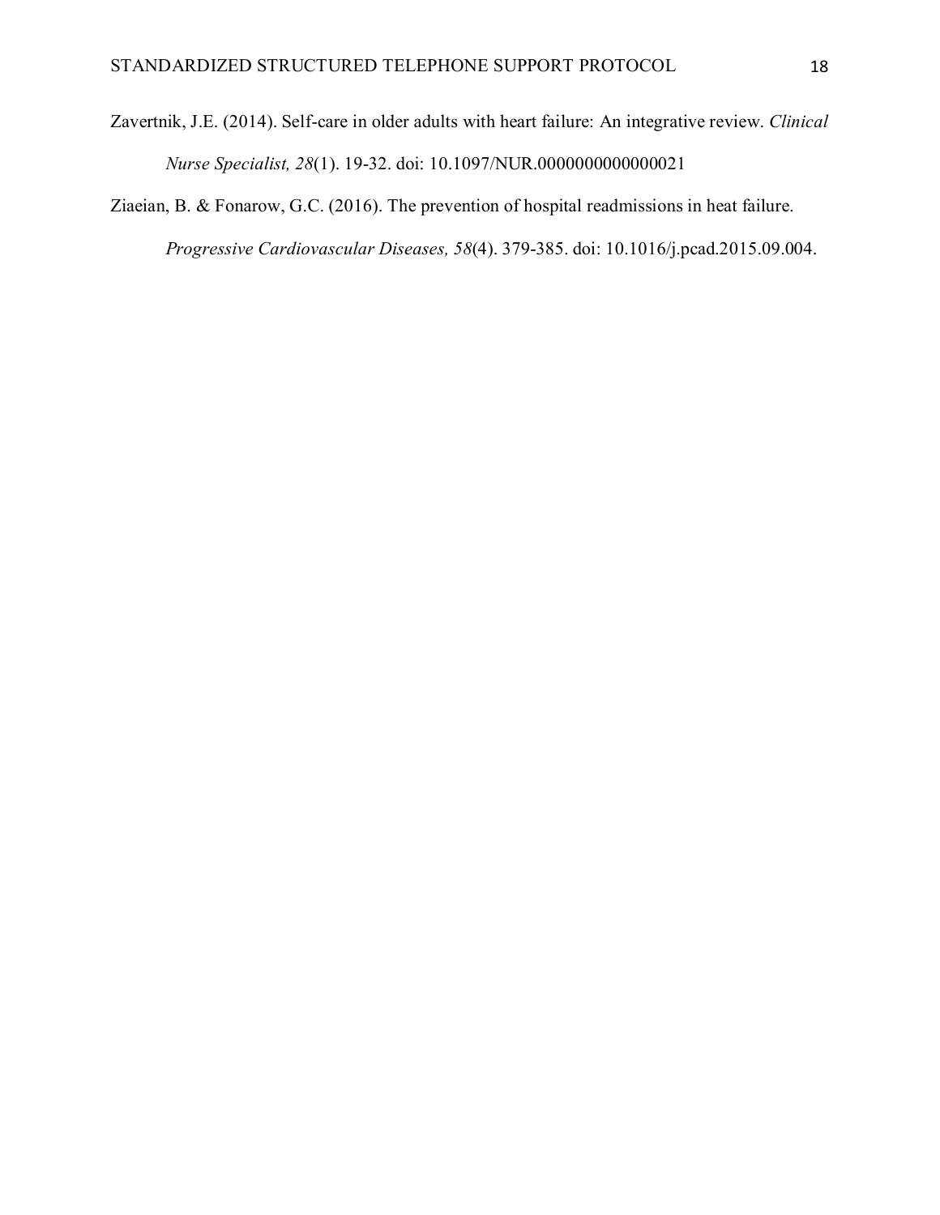Zavertnik, J.E. (2014). Self-care in older adults with heart failure: An integrative review. *Clinical Nurse Specialist, 28*(1). 19-32. doi: 10.1097/NUR.0000000000000021

Ziaeian, B. & Fonarow, G.C. (2016). The prevention of hospital readmissions in heat failure. *Progressive Cardiovascular Diseases, 58*(4). 379-385. doi: 10.1016/j.pcad.2015.09.004.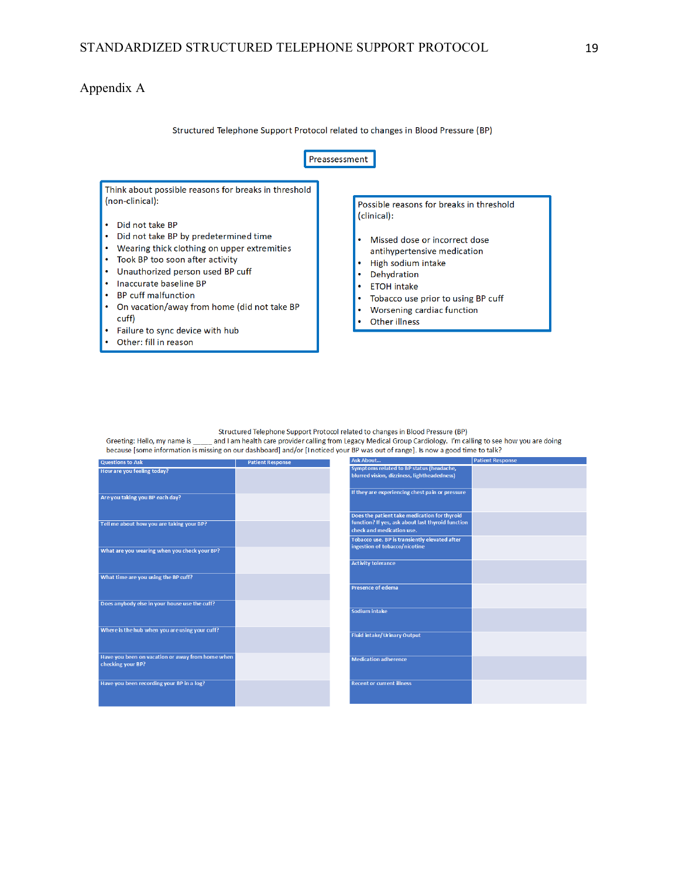## Appendix A

Structured Telephone Support Protocol related to changes in Blood Pressure (BP)

**Preassessment**

Think about possible reasons for breaks in threshold (non-clinical):

- Did not take BP
- Did not take BP by predetermined time
- Wearing thick clothing on upper extremities
- Took BP too soon after activity
- Unauthorized person used BP cuff
- Inaccurate baseline BP
- BP cuff malfunction
- On vacation/away from home (did not take BP cuff)
- Failure to sync device with hub
- Other: fill in reason

Possible reasons for breaks in threshold (clinical):

- Missed dose or incorrect dose antihypertensive medication
- High sodium intake
- Dehydration
- ETOH intake
- Tobacco use prior to using BP cuff
- Worsening cardiac function
- Other illness

Structured Telephone Support Protocol related to changes in Blood Pressure (BP)

Greeting: Hello, my name is _____ and I am health care provider calling from Legacy Medical Group Cardiology. I'm calling to see how you are doing because [some information is missing on our dashboard] and/or [I noticed your BP was out of range]. Is now a good time to talk?

| Questions to Ask | Patient Response |
| --- | --- |
| How are you feeling today? | |
| Are you taking you BP each day? | |
| Tell me about how you are taking your BP? | |
| What are you wearing when you check your BP? | |
| What time are you using the BP cuff? | |
| Does anybody else in your house use the cuff? | |
| Where is the hub when you are using your cuff? | |
| Have you been on vacation or away from home when checking your BP? | |
| Have you been recording your BP in a log? | |

| Ask About... | Patient Response |
| --- | --- |
| Symptoms related to BP status (headache, blurred vision, dizziness, lightheadedness) | |
| If they are experiencing chest pain or pressure | |
| Does the patient take medication for thyroid function? If yes, ask about last thyroid function check and medication use. | |
| Tobacco use. BP is transiently elevated after ingestion of tobacco/nicotine | |
| Activity tolerance | |
| Presence of edema | |
| Sodium intake | |
| Fluid intake/Urinary Output | |
| Medication adherence | |
| Recent or current illness | |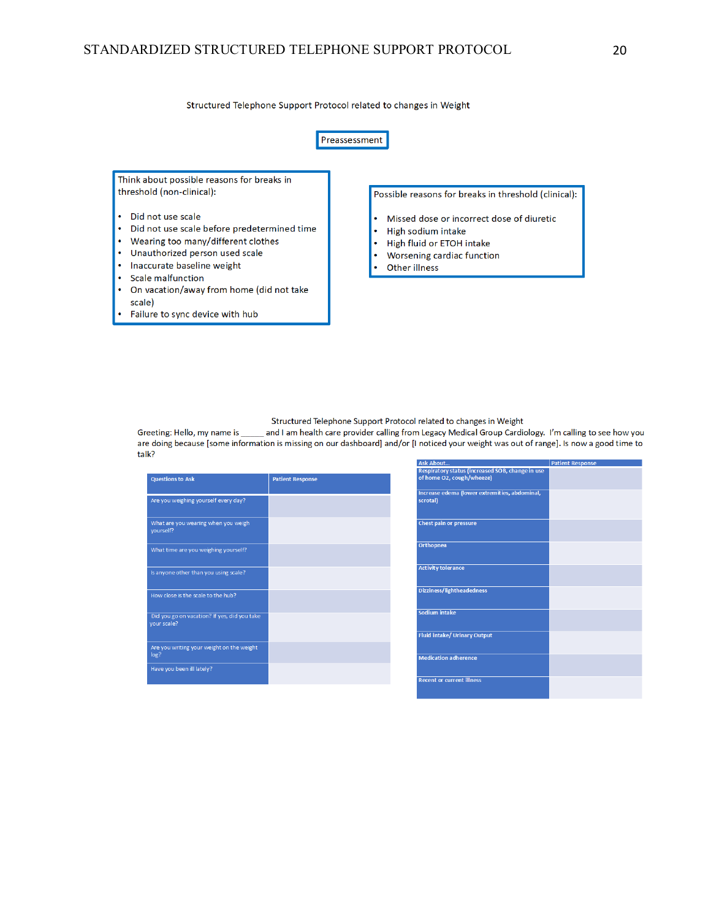Structured Telephone Support Protocol related to changes in Weight

**Preassessment**

Think about possible reasons for breaks in threshold (non-clinical):

- Did not use scale
- Did not use scale before predetermined time
- Wearing too many/different clothes
- Unauthorized person used scale
- Inaccurate baseline weight
- Scale malfunction
- On vacation/away from home (did not take scale)
- Failure to sync device with hub

Possible reasons for breaks in threshold (clinical):

- Missed dose or incorrect dose of diuretic
- High sodium intake
- High fluid or ETOH intake
- Worsening cardiac function
- Other illness

Structured Telephone Support Protocol related to changes in Weight

Greeting: Hello, my name is _____ and I am health care provider calling from Legacy Medical Group Cardiology. I'm calling to see how you are doing because [some information is missing on our dashboard] and/or [I noticed your weight was out of range]. Is now a good time to talk?

| Questions to Ask | Patient Response |
|---|---|
| Are you weighing yourself every day? | |
| What are you wearing when you weigh yourself? | |
| What time are you weighing yourself? | |
| Is anyone other than you using scale? | |
| How close is the scale to the hub? | |
| Did you go on vacation? If yes, did you take your scale? | |
| Are you writing your weight on the weight log? | |
| Have you been ill lately? | |

| Ask About... | Patient Response |
|---|---|
| Respiratory status (increased SOB, change in use of home O2, cough/wheeze) | |
| Increase edema (lower extremities, abdominal, scrotal) | |
| Chest pain or pressure | |
| Orthopnea | |
| Activity tolerance | |
| Dizziness/lightheadedness | |
| Sodium intake | |
| Fluid intake/ Urinary Output | |
| Medication adherence | |
| Recent or current illness | |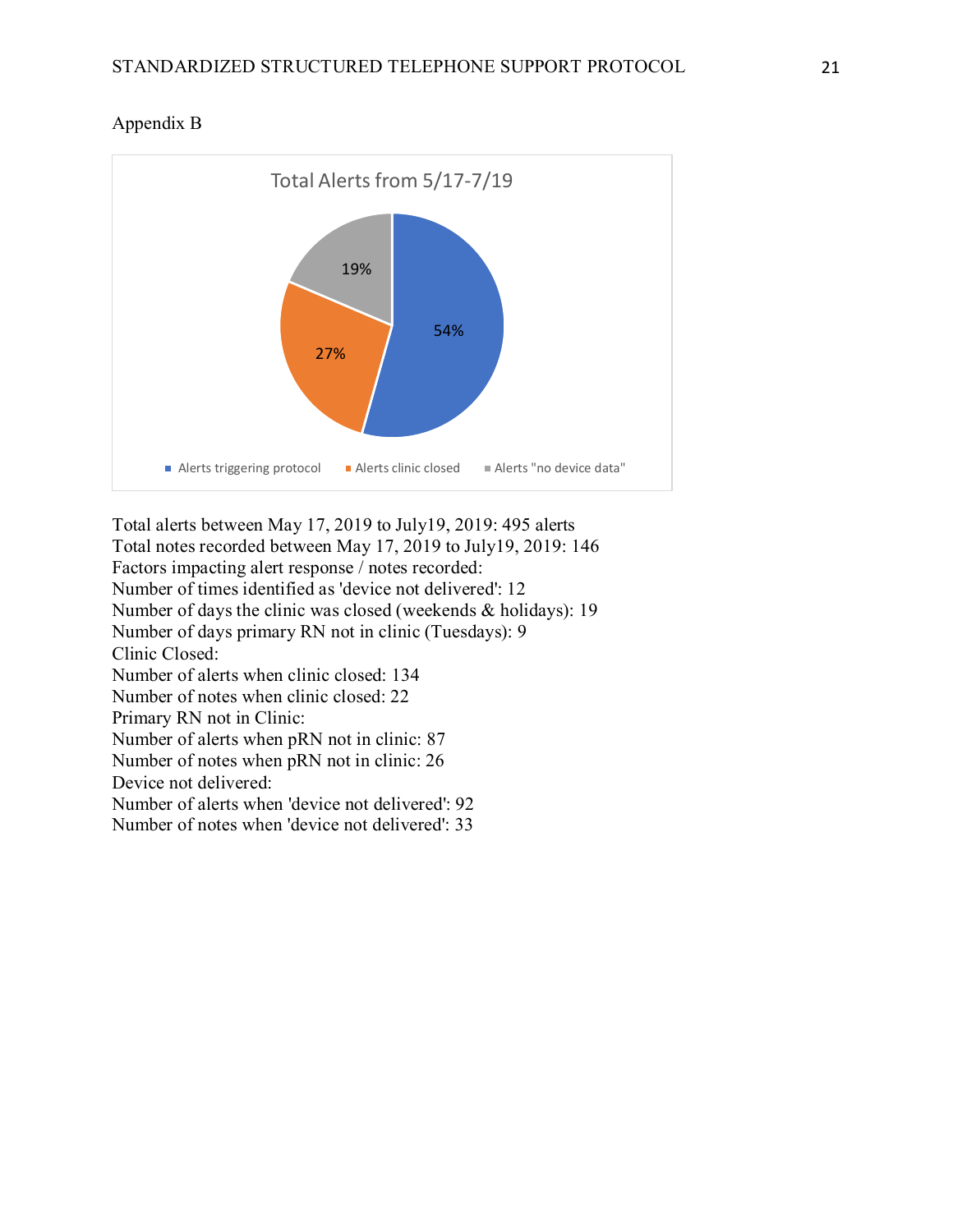Appendix B

Total Alerts from 5/17-7/19

| Category | Percentage |
| --- | --- |
| Alerts triggering protocol | 54% |
| Alerts clinic closed | 27% |
| Alerts "no device data" | 19% |

Total alerts between May 17, 2019 to July19, 2019: 495 alerts
Total notes recorded between May 17, 2019 to July19, 2019: 146
Factors impacting alert response / notes recorded:
Number of times identified as 'device not delivered': 12
Number of days the clinic was closed (weekends & holidays): 19
Number of days primary RN not in clinic (Tuesdays): 9
Clinic Closed:
Number of alerts when clinic closed: 134
Number of notes when clinic closed: 22
Primary RN not in Clinic:
Number of alerts when pRN not in clinic: 87
Number of notes when pRN not in clinic: 26
Device not delivered:
Number of alerts when 'device not delivered': 92
Number of notes when 'device not delivered': 33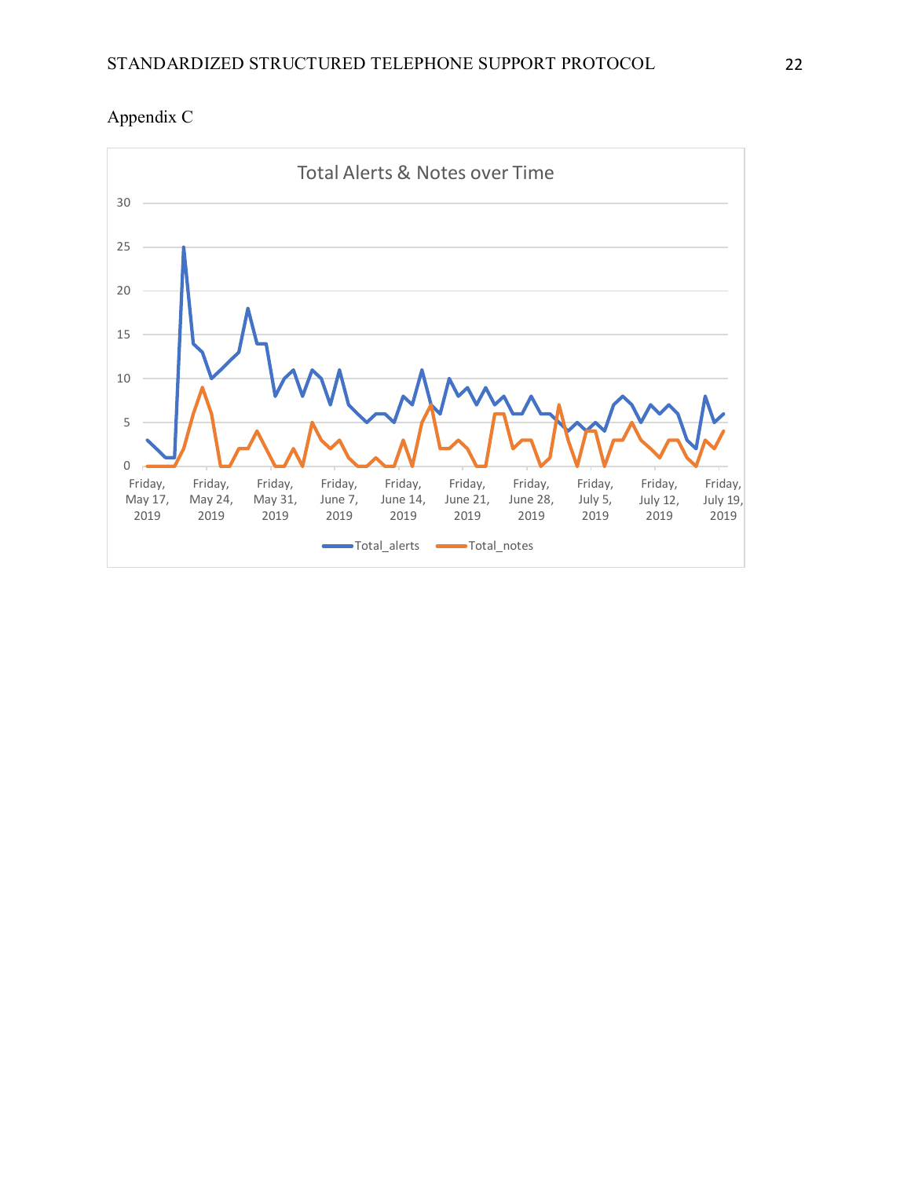Appendix C

Total Alerts & Notes over Time

30
25
20
15
10
5
0

Friday, May 17, 2019
Friday, May 24, 2019
Friday, May 31, 2019
Friday, June 7, 2019
Friday, June 14, 2019
Friday, June 21, 2019
Friday, June 28, 2019
Friday, July 5, 2019
Friday, July 12, 2019
Friday, July 19, 2019

Total_alerts
Total_notes